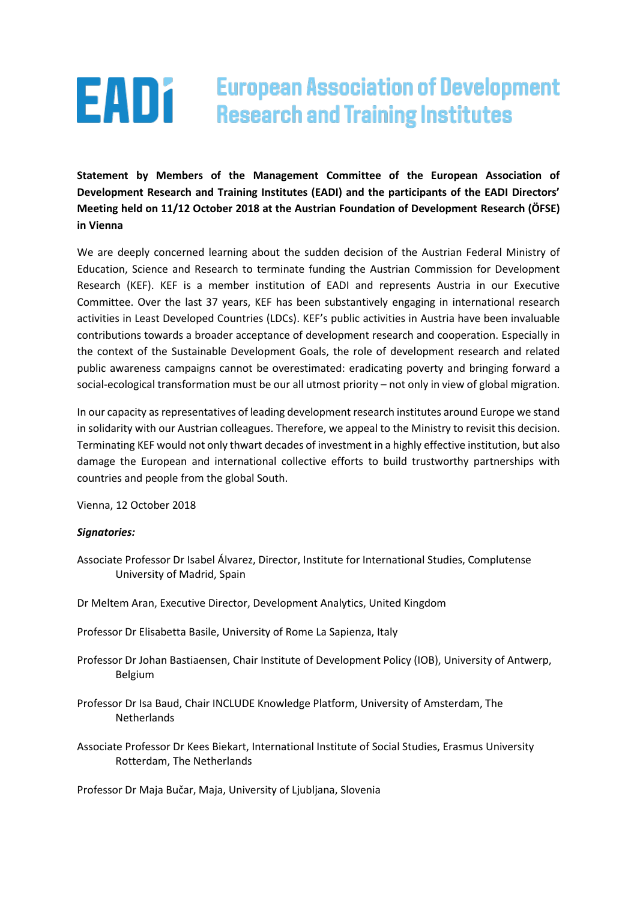# EADI European Association of Development Research and Training Institutes

**Statement by Members of the Management Committee of the European Association of Development Research and Training Institutes (EADI) and the participants of the EADI Directors' Meeting held on 11/12 October 2018 at the Austrian Foundation of Development Research (ÖFSE) in Vienna**

We are deeply concerned learning about the sudden decision of the Austrian Federal Ministry of Education, Science and Research to terminate funding the Austrian Commission for Development Research (KEF). KEF is a member institution of EADI and represents Austria in our Executive Committee. Over the last 37 years, KEF has been substantively engaging in international research activities in Least Developed Countries (LDCs). KEF's public activities in Austria have been invaluable contributions towards a broader acceptance of development research and cooperation. Especially in the context of the Sustainable Development Goals, the role of development research and related public awareness campaigns cannot be overestimated: eradicating poverty and bringing forward a social-ecological transformation must be our all utmost priority – not only in view of global migration.

In our capacity as representatives of leading development research institutes around Europe we stand in solidarity with our Austrian colleagues. Therefore, we appeal to the Ministry to revisit this decision. Terminating KEF would not only thwart decades of investment in a highly effective institution, but also damage the European and international collective efforts to build trustworthy partnerships with countries and people from the global South.

Vienna, 12 October 2018

***Signatories:***

Associate Professor Dr Isabel Álvarez, Director, Institute for International Studies, Complutense University of Madrid, Spain

Dr Meltem Aran, Executive Director, Development Analytics, United Kingdom

Professor Dr Elisabetta Basile, University of Rome La Sapienza, Italy

Professor Dr Johan Bastiaensen, Chair Institute of Development Policy (IOB), University of Antwerp, Belgium

Professor Dr Isa Baud, Chair INCLUDE Knowledge Platform, University of Amsterdam, The Netherlands

Associate Professor Dr Kees Biekart, International Institute of Social Studies, Erasmus University Rotterdam, The Netherlands

Professor Dr Maja Bučar, Maja, University of Ljubljana, Slovenia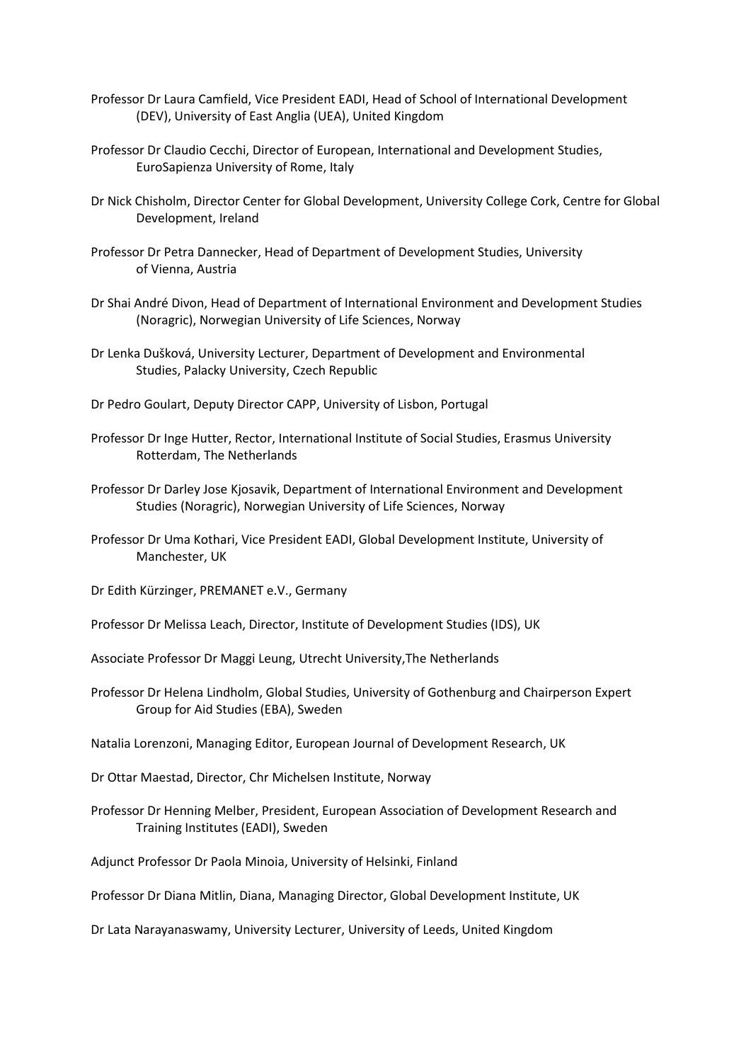Professor Dr Laura Camfield, Vice President EADI, Head of School of International Development (DEV), University of East Anglia (UEA), United Kingdom

Professor Dr Claudio Cecchi, Director of European, International and Development Studies, EuroSapienza University of Rome, Italy

Dr Nick Chisholm, Director Center for Global Development, University College Cork, Centre for Global Development, Ireland

Professor Dr Petra Dannecker, Head of Department of Development Studies, University of Vienna, Austria

Dr Shai André Divon, Head of Department of International Environment and Development Studies (Noragric), Norwegian University of Life Sciences, Norway

Dr Lenka Dušková, University Lecturer, Department of Development and Environmental Studies, Palacky University, Czech Republic

Dr Pedro Goulart, Deputy Director CAPP, University of Lisbon, Portugal

Professor Dr Inge Hutter, Rector, International Institute of Social Studies, Erasmus University Rotterdam, The Netherlands

Professor Dr Darley Jose Kjosavik, Department of International Environment and Development Studies (Noragric), Norwegian University of Life Sciences, Norway

Professor Dr Uma Kothari, Vice President EADI, Global Development Institute, University of Manchester, UK

Dr Edith Kürzinger, PREMANET e.V., Germany

Professor Dr Melissa Leach, Director, Institute of Development Studies (IDS), UK

Associate Professor Dr Maggi Leung, Utrecht University,The Netherlands

Professor Dr Helena Lindholm, Global Studies, University of Gothenburg and Chairperson Expert Group for Aid Studies (EBA), Sweden

Natalia Lorenzoni, Managing Editor, European Journal of Development Research, UK

Dr Ottar Maestad, Director, Chr Michelsen Institute, Norway

Professor Dr Henning Melber, President, European Association of Development Research and Training Institutes (EADI), Sweden

Adjunct Professor Dr Paola Minoia, University of Helsinki, Finland

Professor Dr Diana Mitlin, Diana, Managing Director, Global Development Institute, UK

Dr Lata Narayanaswamy, University Lecturer, University of Leeds, United Kingdom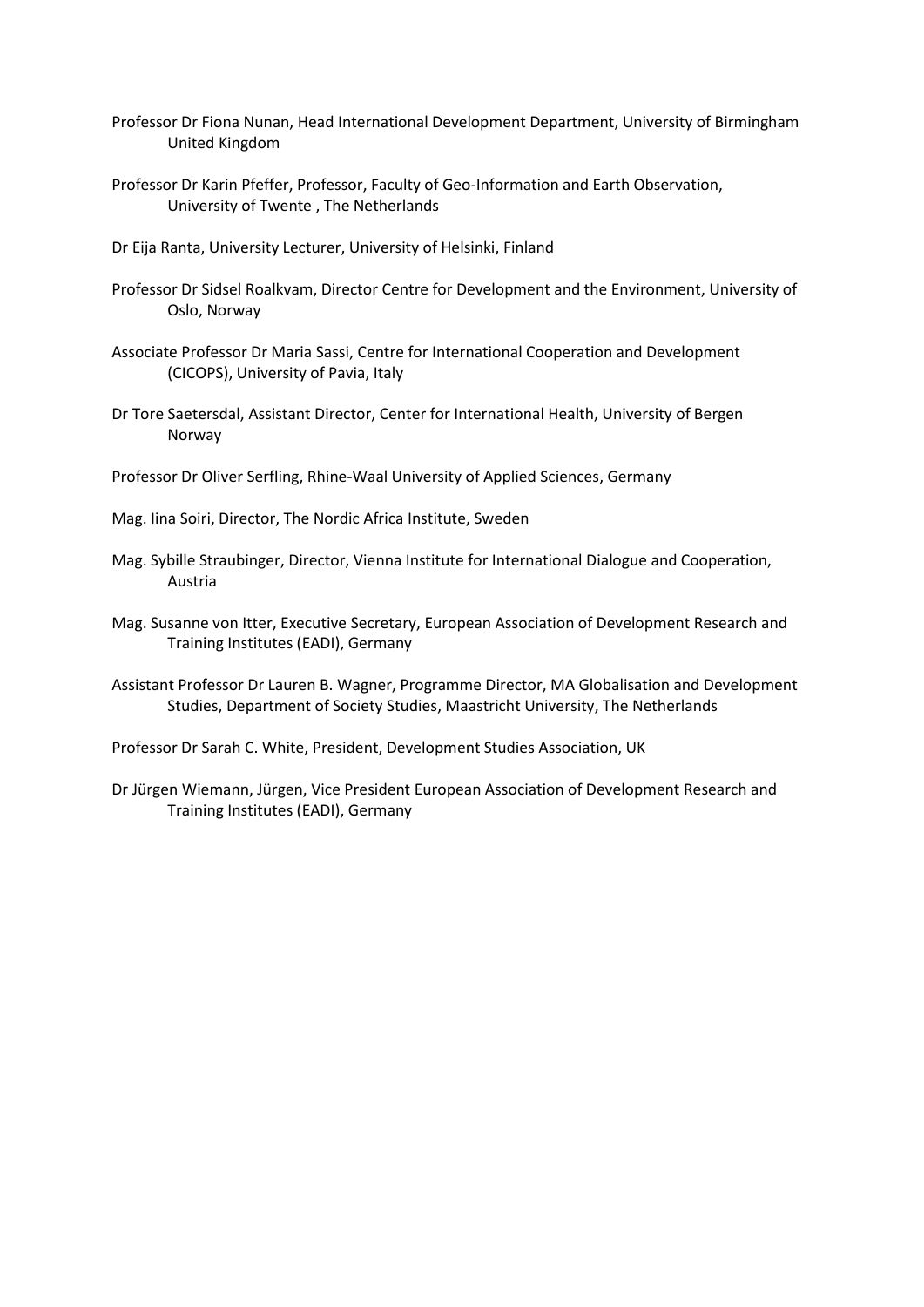Professor Dr Fiona Nunan, Head International Development Department, University of Birmingham United Kingdom

Professor Dr Karin Pfeffer, Professor, Faculty of Geo-Information and Earth Observation, University of Twente , The Netherlands

Dr Eija Ranta, University Lecturer, University of Helsinki, Finland

Professor Dr Sidsel Roalkvam, Director Centre for Development and the Environment, University of Oslo, Norway

Associate Professor Dr Maria Sassi, Centre for International Cooperation and Development (CICOPS), University of Pavia, Italy

Dr Tore Saetersdal, Assistant Director, Center for International Health, University of Bergen Norway

Professor Dr Oliver Serfling, Rhine-Waal University of Applied Sciences, Germany

Mag. Iina Soiri, Director, The Nordic Africa Institute, Sweden

Mag. Sybille Straubinger, Director, Vienna Institute for International Dialogue and Cooperation, Austria

Mag. Susanne von Itter, Executive Secretary, European Association of Development Research and Training Institutes (EADI), Germany

Assistant Professor Dr Lauren B. Wagner, Programme Director, MA Globalisation and Development Studies, Department of Society Studies, Maastricht University, The Netherlands

Professor Dr Sarah C. White, President, Development Studies Association, UK

Dr Jürgen Wiemann, Jürgen, Vice President European Association of Development Research and Training Institutes (EADI), Germany